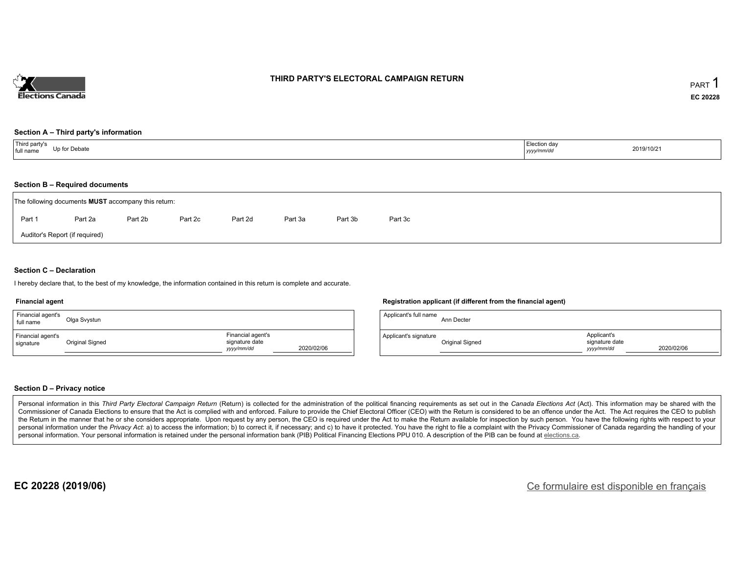# THIRD PARTY'S ELECTORAL CAMPAIGN RETURN

PART 1

**EC 20228**

### Section A – Third party's information

| Third party's full name | Up for Debate | Election day *yyyy/mm/dd* | 2019/10/21 |
|---|---|---|---|

### Section B – Required documents

The following documents **MUST** accompany this return:

Part 1 Part 2a Part 2b Part 2c Part 2d Part 3a Part 3b Part 3c

Auditor's Report (if required)

### Section C – Declaration

I hereby declare that, to the best of my knowledge, the information contained in this return is complete and accurate.

**Financial agent**

| Financial agent's full name | Olga Svystun | | |
|---|---|---|---|
| Financial agent's signature | Original Signed | Financial agent's signature date *yyyy/mm/dd* | 2020/02/06 |

**Registration applicant (if different from the financial agent)**

| Applicant's full name | Ann Decter | | |
|---|---|---|---|
| Applicant's signature | Original Signed | Applicant's signature date *yyyy/mm/dd* | 2020/02/06 |

### Section D – Privacy notice

Personal information in this *Third Party Electoral Campaign Return* (Return) is collected for the administration of the political financing requirements as set out in the *Canada Elections Act* (Act). This information may be shared with the Commissioner of Canada Elections to ensure that the Act is complied with and enforced. Failure to provide the Chief Electoral Officer (CEO) with the Return is considered to be an offence under the Act. The Act requires the CEO to publish the Return in the manner that he or she considers appropriate. Upon request by any person, the CEO is required under the Act to make the Return available for inspection by such person. You have the following rights with respect to your personal information under the *Privacy Act*: a) to access the information; b) to correct it, if necessary; and c) to have it protected. You have the right to file a complaint with the Privacy Commissioner of Canada regarding the handling of your personal information. Your personal information is retained under the personal information bank (PIB) Political Financing Elections PPU 010. A description of the PIB can be found at elections.ca.

**EC 20228 (2019/06)**

Ce formulaire est disponible en français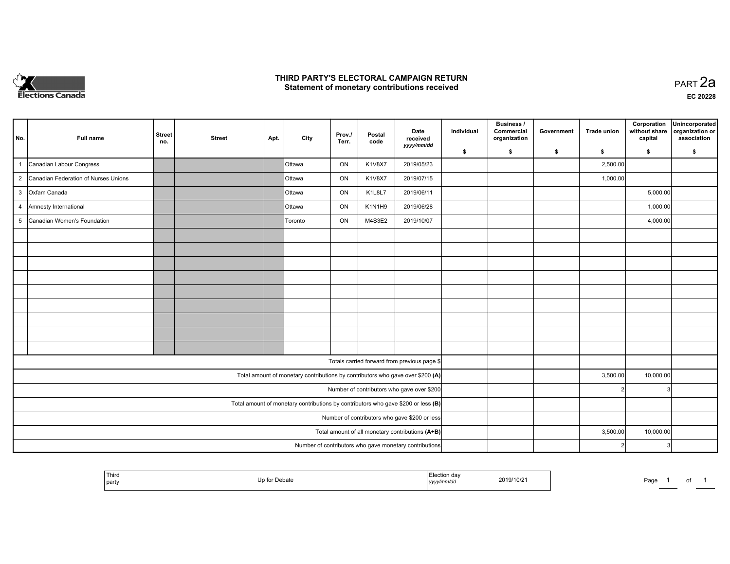# THIRD PARTY'S ELECTORAL CAMPAIGN RETURN
## Statement of monetary contributions received

PART 2a

EC 20228

| No. | Full name | Street no. | Street | Apt. | City | Prov./ Terr. | Postal code | Date received yyyy/mm/dd | Individual $ | Business / Commercial organization $ | Government $ | Trade union $ | Corporation without share capital $ | Unincorporated organization or association $ |
|---|---|---|---|---|---|---|---|---|---|---|---|---|---|---|
| 1 | Canadian Labour Congress | | | | Ottawa | ON | K1V8X7 | 2019/05/23 | | | | 2,500.00 | | |
| 2 | Canadian Federation of Nurses Unions | | | | Ottawa | ON | K1V8X7 | 2019/07/15 | | | | 1,000.00 | | |
| 3 | Oxfam Canada | | | | Ottawa | ON | K1L8L7 | 2019/06/11 | | | | | 5,000.00 | |
| 4 | Amnesty International | | | | Ottawa | ON | K1N1H9 | 2019/06/28 | | | | | 1,000.00 | |
| 5 | Canadian Women's Foundation | | | | Toronto | ON | M4S3E2 | 2019/10/07 | | | | | 4,000.00 | |
| | | | | | | | | | | | | | | |
| | | | | | | | | | | | | | | |
| | | | | | | | | | | | | | | |
| | | | | | | | | | | | | | | |
| | | | | | | | | | | | | | | |
| | | | | | | | | | | | | | | |
| | | | | | | | | | | | | | | |
| | | | | | | | | | | | | | | |
| | | | | | | | | | | | | | | |
| | Totals carried forward from previous page $ | | | | | | | | | | | | | |
| | Total amount of monetary contributions by contributors who gave over $200 **(A)** | | | | | | | | | | | 3,500.00 | 10,000.00 | |
| | Number of contributors who gave over $200 | | | | | | | | | | | 2 | 3 | |
| | Total amount of monetary contributions by contributors who gave $200 or less **(B)** | | | | | | | | | | | | | |
| | Number of contributors who gave $200 or less | | | | | | | | | | | | | |
| | Total amount of all monetary contributions **(A+B)** | | | | | | | | | | | 3,500.00 | 10,000.00 | |
| | Number of contributors who gave monetary contributions | | | | | | | | | | | 2 | 3 | |

| Third party | Up for Debate | Election day yyyy/mm/dd | 2019/10/21 |
|---|---|---|---|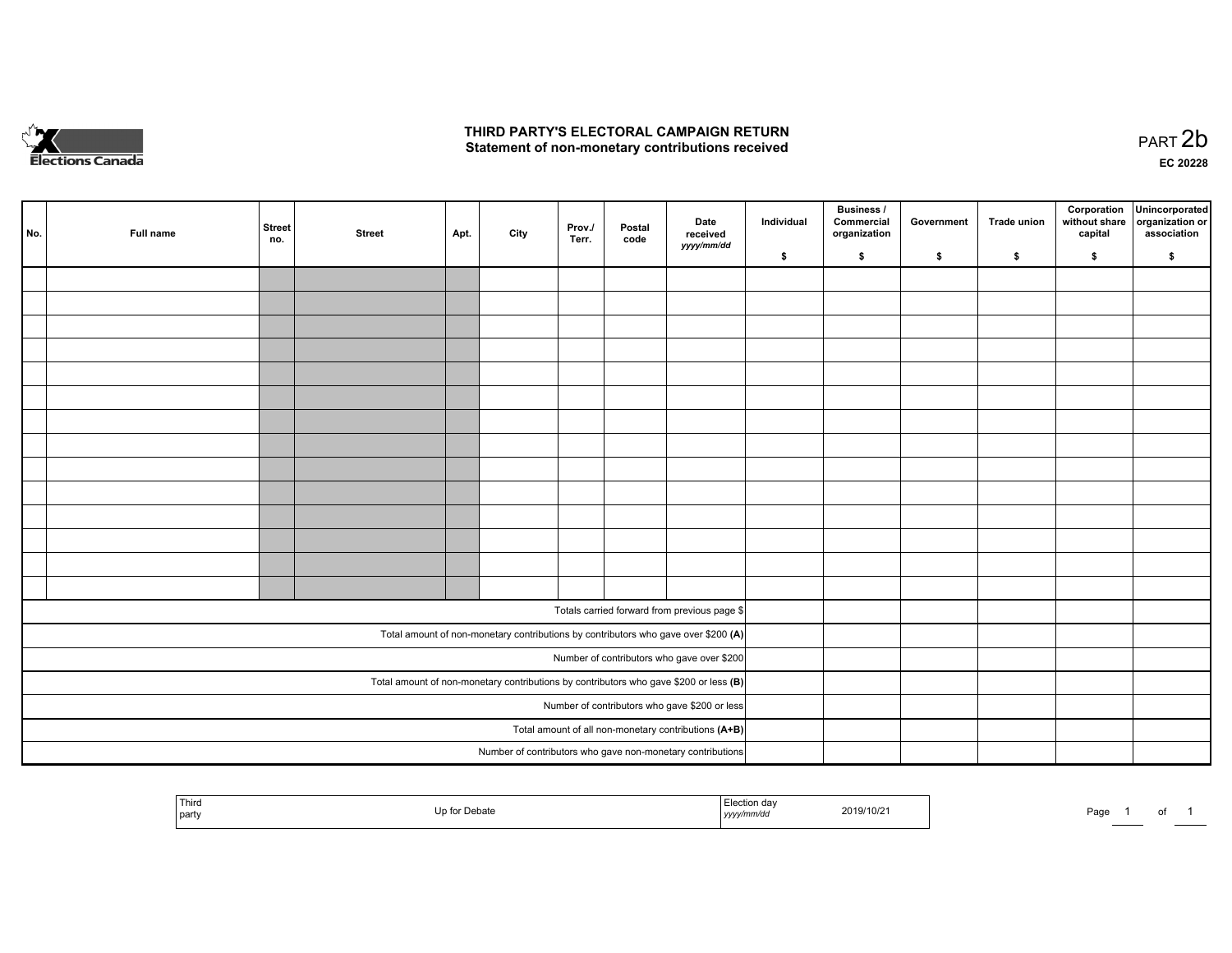# THIRD PARTY'S ELECTORAL CAMPAIGN RETURN
## Statement of non-monetary contributions received

PART 2b

EC 20228

| No. | Full name | Street no. | Street | Apt. | City | Prov./ Terr. | Postal code | Date received *yyyy/mm/dd* | Individual $ | Business / Commercial organization $ | Government $ | Trade union $ | Corporation without share capital $ | Unincorporated organization or association $ |
|---|---|---|---|---|---|---|---|---|---|---|---|---|---|---|
| | | | | | | | | | | | | | | |
| | | | | | | | | | | | | | | |
| | | | | | | | | | | | | | | |
| | | | | | | | | | | | | | | |
| | | | | | | | | | | | | | | |
| | | | | | | | | | | | | | | |
| | | | | | | | | | | | | | | |
| | | | | | | | | | | | | | | |
| | | | | | | | | | | | | | | |
| | | | | | | | | | | | | | | |
| | | | | | | | | | | | | | | |
| | | | | | | | | | | | | | | |
| | | | | | | | | | | | | | | |
| | | | | | | | | | | | | | | |
| Totals carried forward from previous page $ | | | | | | | | | | | | | | |
| Total amount of non-monetary contributions by contributors who gave over $200 **(A)** | | | | | | | | | | | | | | |
| Number of contributors who gave over $200 | | | | | | | | | | | | | | |
| Total amount of non-monetary contributions by contributors who gave $200 or less **(B)** | | | | | | | | | | | | | | |
| Number of contributors who gave $200 or less | | | | | | | | | | | | | | |
| Total amount of all non-monetary contributions **(A+B)** | | | | | | | | | | | | | | |
| Number of contributors who gave non-monetary contributions | | | | | | | | | | | | | | |

| Third party | Up for Debate | Election day *yyyy/mm/dd* | 2019/10/21 |
|---|---|---|---|

Page 1 of 1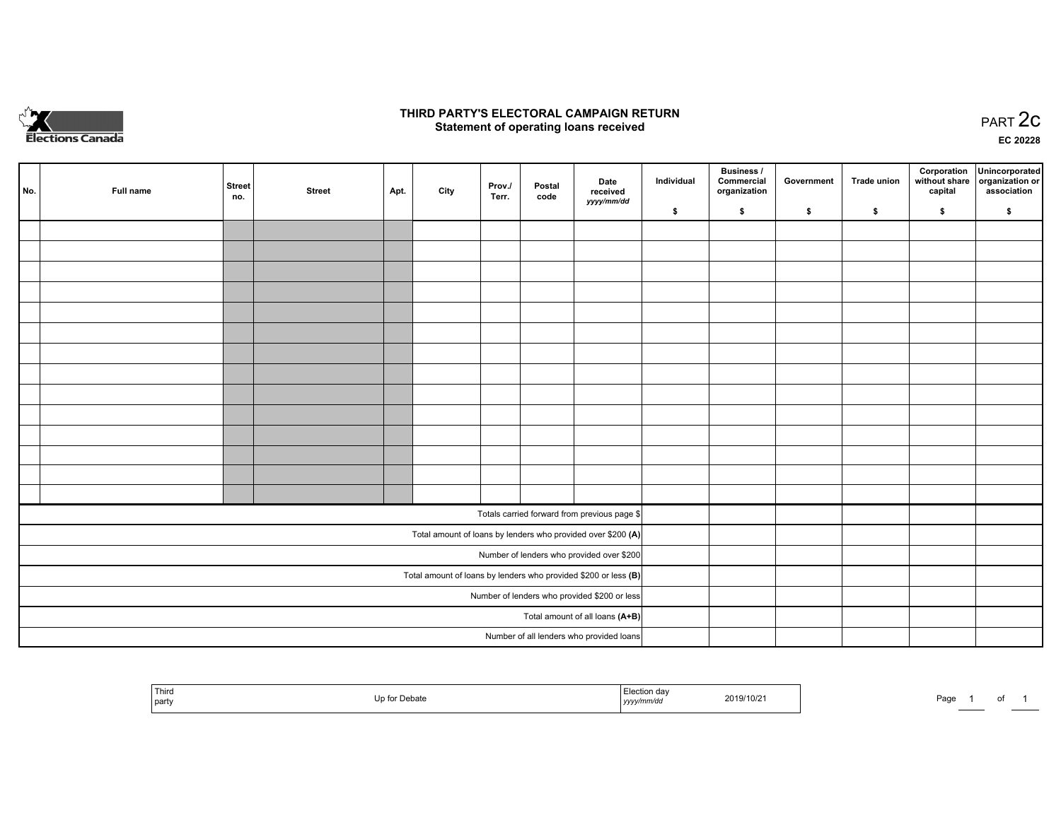Elections Canada

# THIRD PARTY'S ELECTORAL CAMPAIGN RETURN
## Statement of operating loans received

PART 2c

EC 20228

| No. | Full name | Street no. | Street | Apt. | City | Prov./ Terr. | Postal code | Date received *yyyy/mm/dd* | Individual $ | Business / Commercial organization $ | Government $ | Trade union $ | Corporation without share capital $ | Unincorporated organization or association $ |
|---|---|---|---|---|---|---|---|---|---|---|---|---|---|---|
| | | | | | | | | | | | | | | |
| | | | | | | | | | | | | | | |
| | | | | | | | | | | | | | | |
| | | | | | | | | | | | | | | |
| | | | | | | | | | | | | | | |
| | | | | | | | | | | | | | | |
| | | | | | | | | | | | | | | |
| | | | | | | | | | | | | | | |
| | | | | | | | | | | | | | | |
| | | | | | | | | | | | | | | |
| | | | | | | | | | | | | | | |
| | | | | | | | | | | | | | | |
| | | | | | | | | | | | | | | |
| | | | | | | | | | | | | | | |
| Totals carried forward from previous page $ | | | | | | | | | | | | | | |
| Total amount of loans by lenders who provided over $200 **(A)** | | | | | | | | | | | | | | |
| Number of lenders who provided over $200 | | | | | | | | | | | | | | |
| Total amount of loans by lenders who provided $200 or less **(B)** | | | | | | | | | | | | | | |
| Number of lenders who provided $200 or less | | | | | | | | | | | | | | |
| Total amount of all loans **(A+B)** | | | | | | | | | | | | | | |
| Number of all lenders who provided loans | | | | | | | | | | | | | | |

| Third party | Up for Debate | Election day *yyyy/mm/dd* | 2019/10/21 |
|---|---|---|---|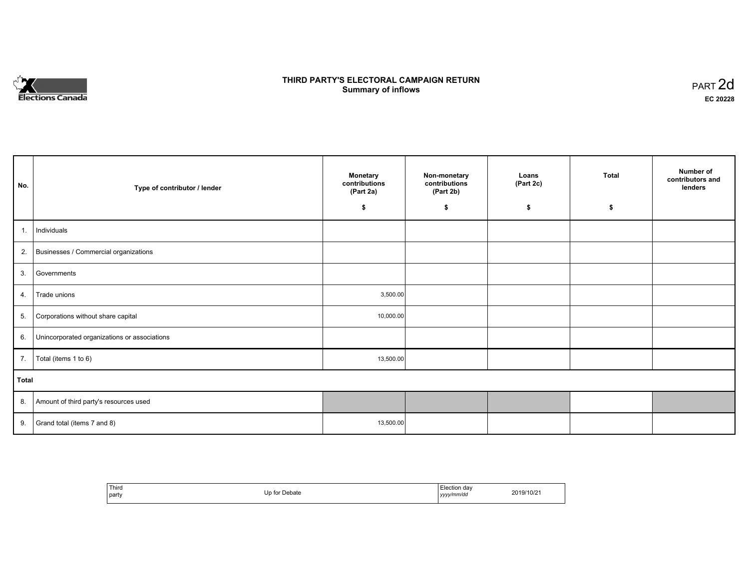# THIRD PARTY'S ELECTORAL CAMPAIGN RETURN
## Summary of inflows

PART 2d

EC 20228

| No. | Type of contributor / lender | Monetary contributions (Part 2a) $ | Non-monetary contributions (Part 2b) $ | Loans (Part 2c) $ | Total $ | Number of contributors and lenders |
|---|---|---|---|---|---|---|
| 1. | Individuals | | | | | |
| 2. | Businesses / Commercial organizations | | | | | |
| 3. | Governments | | | | | |
| 4. | Trade unions | 3,500.00 | | | | |
| 5. | Corporations without share capital | 10,000.00 | | | | |
| 6. | Unincorporated organizations or associations | | | | | |
| 7. | Total (items 1 to 6) | 13,500.00 | | | | |
| **Total** | | | | | | |
| 8. | Amount of third party's resources used | | | | | |
| 9. | Grand total (items 7 and 8) | 13,500.00 | | | | |

| Third party | Up for Debate | Election day *yyyy/mm/dd* | 2019/10/21 |
|---|---|---|---|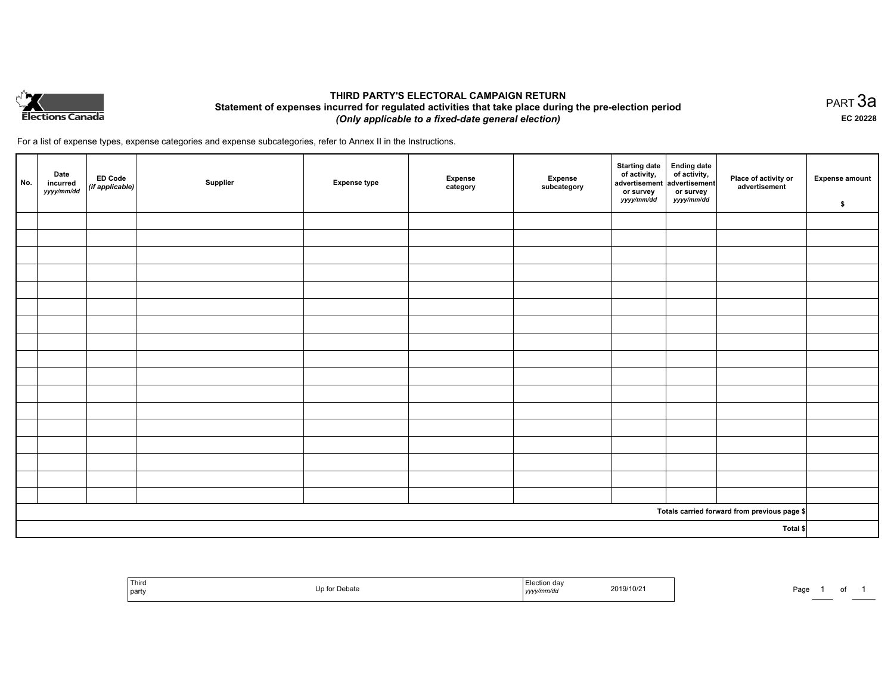Elections Canada

# THIRD PARTY'S ELECTORAL CAMPAIGN RETURN

## Statement of expenses incurred for regulated activities that take place during the pre-election period

***(Only applicable to a fixed-date general election)***

PART 3a

**EC 20228**

For a list of expense types, expense categories and expense subcategories, refer to Annex II in the Instructions.

| No. | Date incurred *yyyy/mm/dd* | ED Code *(if applicable)* | Supplier | Expense type | Expense category | Expense subcategory | Starting date of activity, advertisement or survey *yyyy/mm/dd* | Ending date of activity, advertisement or survey *yyyy/mm/dd* | Place of activity or advertisement | Expense amount $ |
|---|---|---|---|---|---|---|---|---|---|---|
| | | | | | | | | | | |
| | | | | | | | | | | |
| | | | | | | | | | | |
| | | | | | | | | | | |
| | | | | | | | | | | |
| | | | | | | | | | | |
| | | | | | | | | | | |
| | | | | | | | | | | |
| | | | | | | | | | | |
| | | | | | | | | | | |
| | | | | | | | | | | |
| | | | | | | | | | | |
| | | | | | | | | | | |
| | | | | | | | | | | |
| | | | | | | | | | | |
| | | | | | | | | | | |
| | | | | | | | | | | |
| **Totals carried forward from previous page $** | | | | | | | | | | |
| **Total $** | | | | | | | | | | |

| Third party | Up for Debate | Election day *yyyy/mm/dd* | 2019/10/21 |
|---|---|---|---|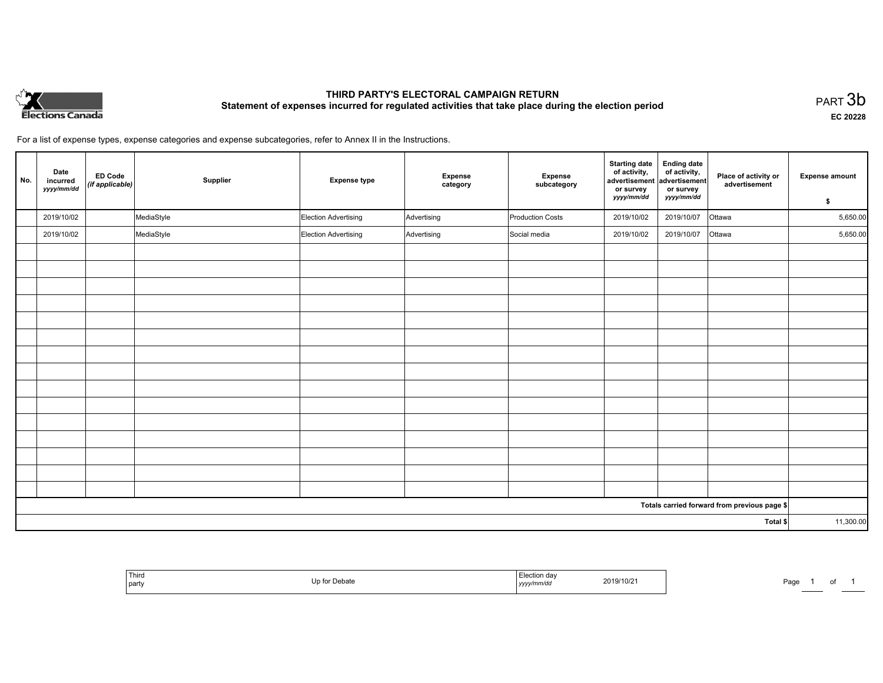# THIRD PARTY'S ELECTORAL CAMPAIGN RETURN

## Statement of expenses incurred for regulated activities that take place during the election period

PART 3b

EC 20228

For a list of expense types, expense categories and expense subcategories, refer to Annex II in the Instructions.

| No. | Date incurred *yyyy/mm/dd* | ED Code *(if applicable)* | Supplier | Expense type | Expense category | Expense subcategory | Starting date of activity, advertisement or survey *yyyy/mm/dd* | Ending date of activity, advertisement or survey *yyyy/mm/dd* | Place of activity or advertisement | Expense amount $ |
|---|---|---|---|---|---|---|---|---|---|---|
| | 2019/10/02 | | MediaStyle | Election Advertising | Advertising | Production Costs | 2019/10/02 | 2019/10/07 | Ottawa | 5,650.00 |
| | 2019/10/02 | | MediaStyle | Election Advertising | Advertising | Social media | 2019/10/02 | 2019/10/07 | Ottawa | 5,650.00 |
| | | | | | | | | | | |
| | | | | | | | | | | |
| | | | | | | | | | | |
| | | | | | | | | | | |
| | | | | | | | | | | |
| | | | | | | | | | | |
| | | | | | | | | | | |
| | | | | | | | | | | |
| | | | | | | | | | | |
| | | | | | | | | | | |
| | | | | | | | | | | |
| | | | | | | | | | | |
| | | | | | | | | | | |
| | | | | | | | | | | |
| | | | | | | | | | | |
| | | | | | | | | | Totals carried forward from previous page $ | |
| | | | | | | | | | Total $ | 11,300.00 |

| Third party | Up for Debate | Election day *yyyy/mm/dd* | 2019/10/21 |
|---|---|---|---|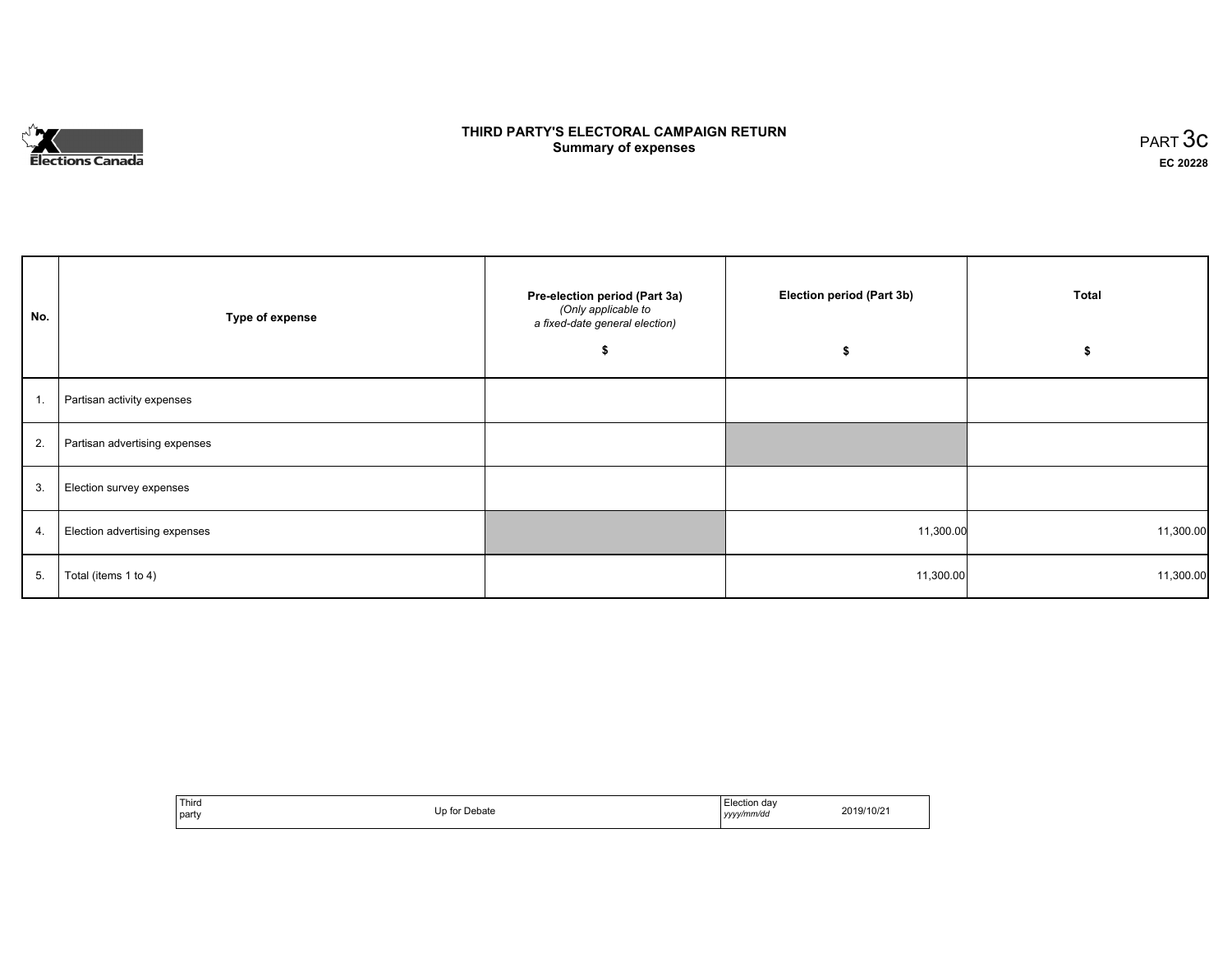Elections Canada

# THIRD PARTY'S ELECTORAL CAMPAIGN RETURN
## Summary of expenses

PART 3c
**EC 20228**

| No. | Type of expense | Pre-election period (Part 3a) *(Only applicable to a fixed-date general election)* $ | Election period (Part 3b) $ | Total $ |
|---|---|---|---|---|
| 1. | Partisan activity expenses | | | |
| 2. | Partisan advertising expenses | | | |
| 3. | Election survey expenses | | | |
| 4. | Election advertising expenses | | 11,300.00 | 11,300.00 |
| 5. | Total (items 1 to 4) | | 11,300.00 | 11,300.00 |

| Third party | Up for Debate | Election day *yyyy/mm/dd* | 2019/10/21 |
|---|---|---|---|